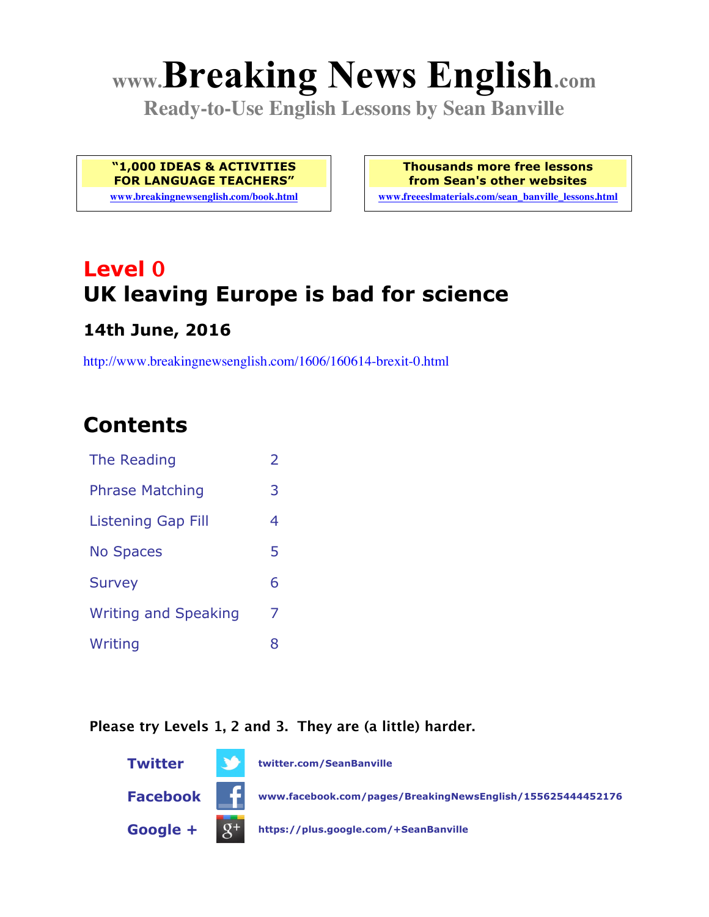# www.Breaking News English.com

**Ready-to-Use English Lessons by Sean Banville**

**"1,000 IDEAS & ACTIVITIES FOR LANGUAGE TEACHERS"**
www.breakingnewsenglish.com/book.html

**Thousands more free lessons from Sean's other websites**
www.freeeslmaterials.com/sean_banville_lessons.html

## Level 0
## UK leaving Europe is bad for science

### 14th June, 2016

http://www.breakingnewsenglish.com/1606/160614-brexit-0.html

## Contents

| | |
|---|---|
| The Reading | 2 |
| Phrase Matching | 3 |
| Listening Gap Fill | 4 |
| No Spaces | 5 |
| Survey | 6 |
| Writing and Speaking | 7 |
| Writing | 8 |

**Please try Levels 1, 2 and 3. They are (a little) harder.**

**Twitter** twitter.com/SeanBanville

**Facebook** www.facebook.com/pages/BreakingNewsEnglish/155625444452176

**Google +** https://plus.google.com/+SeanBanville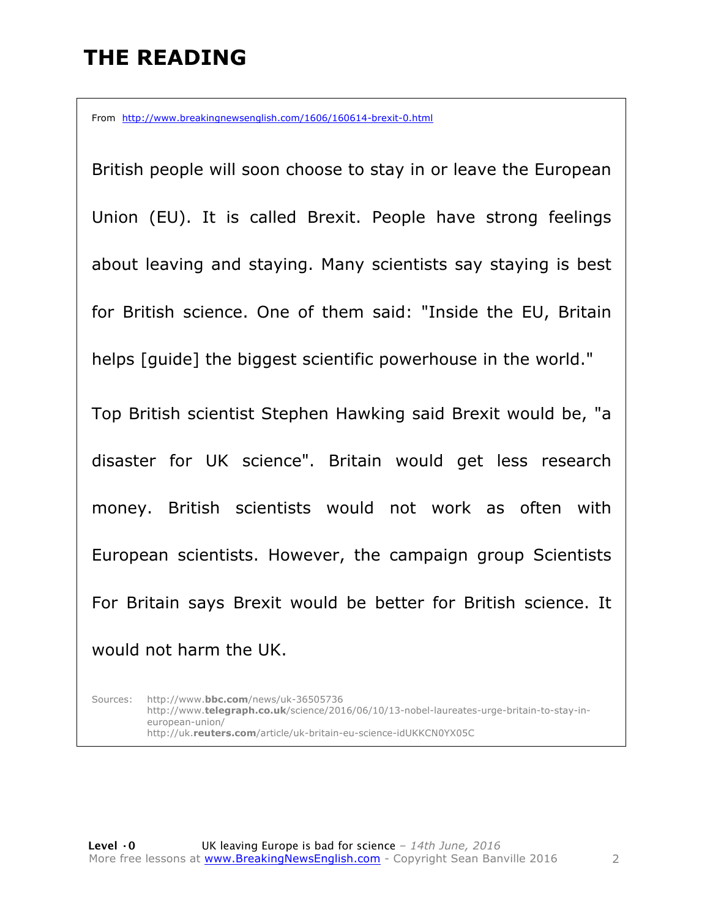# THE READING

From http://www.breakingnewsenglish.com/1606/160614-brexit-0.html

British people will soon choose to stay in or leave the European Union (EU). It is called Brexit. People have strong feelings about leaving and staying. Many scientists say staying is best for British science. One of them said: "Inside the EU, Britain helps [guide] the biggest scientific powerhouse in the world."

Top British scientist Stephen Hawking said Brexit would be, "a disaster for UK science". Britain would get less research money. British scientists would not work as often with European scientists. However, the campaign group Scientists For Britain says Brexit would be better for British science. It would not harm the UK.

Sources: http://www.bbc.com/news/uk-36505736
http://www.telegraph.co.uk/science/2016/06/10/13-nobel-laureates-urge-britain-to-stay-in-european-union/
http://uk.reuters.com/article/uk-britain-eu-science-idUKKCN0YX05C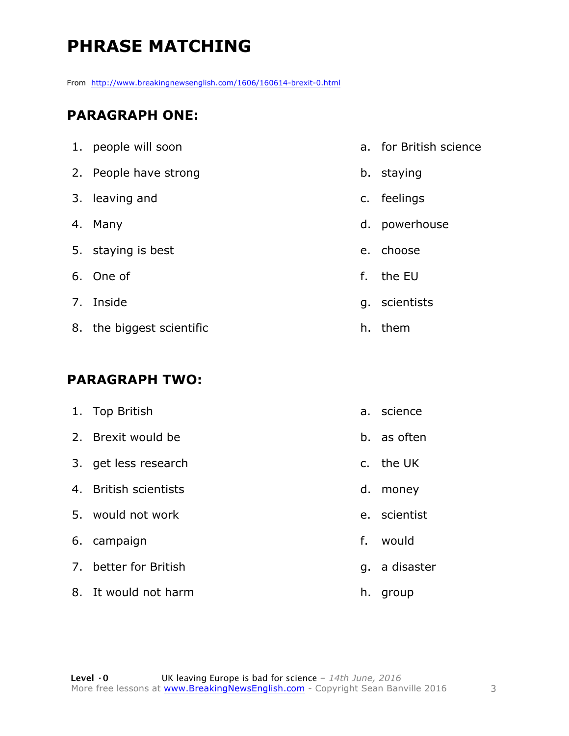# PHRASE MATCHING

From http://www.breakingnewsenglish.com/1606/160614-brexit-0.html

## PARAGRAPH ONE:

| | |
|---|---|
| 1. people will soon | a. for British science |
| 2. People have strong | b. staying |
| 3. leaving and | c. feelings |
| 4. Many | d. powerhouse |
| 5. staying is best | e. choose |
| 6. One of | f. the EU |
| 7. Inside | g. scientists |
| 8. the biggest scientific | h. them |

## PARAGRAPH TWO:

| | |
|---|---|
| 1. Top British | a. science |
| 2. Brexit would be | b. as often |
| 3. get less research | c. the UK |
| 4. British scientists | d. money |
| 5. would not work | e. scientist |
| 6. campaign | f. would |
| 7. better for British | g. a disaster |
| 8. It would not harm | h. group |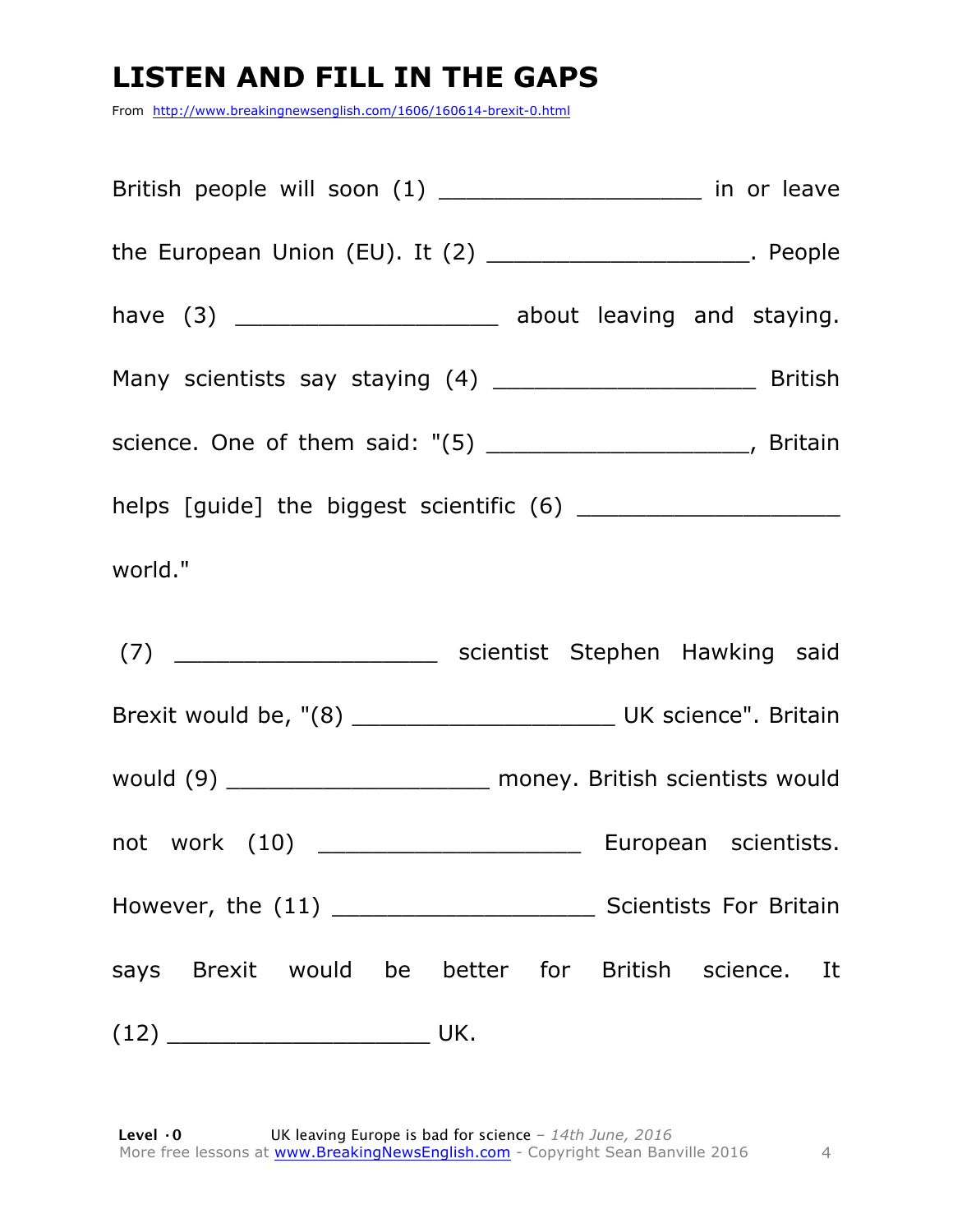# LISTEN AND FILL IN THE GAPS

From http://www.breakingnewsenglish.com/1606/160614-brexit-0.html

British people will soon (1) ___________________ in or leave the European Union (EU). It (2) ___________________. People have (3) ___________________ about leaving and staying. Many scientists say staying (4) ___________________ British science. One of them said: "(5) ___________________, Britain helps [guide] the biggest scientific (6) ___________________ world."

(7) ___________________ scientist Stephen Hawking said Brexit would be, "(8) ___________________ UK science". Britain would (9) ___________________ money. British scientists would not work (10) ___________________ European scientists. However, the (11) ___________________ Scientists For Britain says Brexit would be better for British science. It (12) ___________________ UK.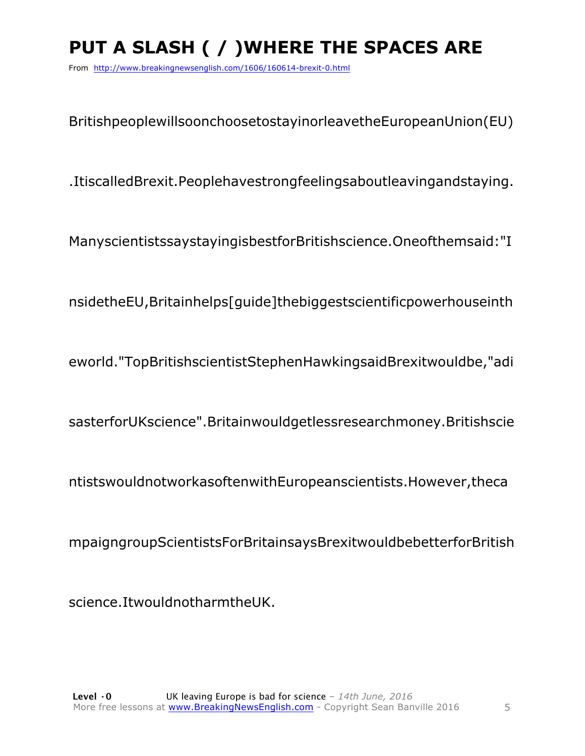# PUT A SLASH ( / )WHERE THE SPACES ARE

From http://www.breakingnewsenglish.com/1606/160614-brexit-0.html

BritishpeoplewillsoonchoosetostayinorleavetheEuropeanUnion(EU)

.ItiscalledBrexit.Peoplehavestrongfeelingsaboutleavingandstaying.

ManyscientistssaystayingisbestforBritishscience.Oneofthemsaid:"I

nsidetheEU,Britainhelps[guide]thebiggestscientificpowerhouseinth

eworld."TopBritishscientistStephenHawkingsaidBrexitwouldbe,"adi

sasterforUKscience".Britainwouldgetlessresearchmoney.Britishscie

ntistswouldnotworkasoftenwithEuropeanscientists.However,theca

mpaigngroupScientistsForBritainsaysBrexitwouldbebetterforBritish

science.ItwouldnotharmtheUK.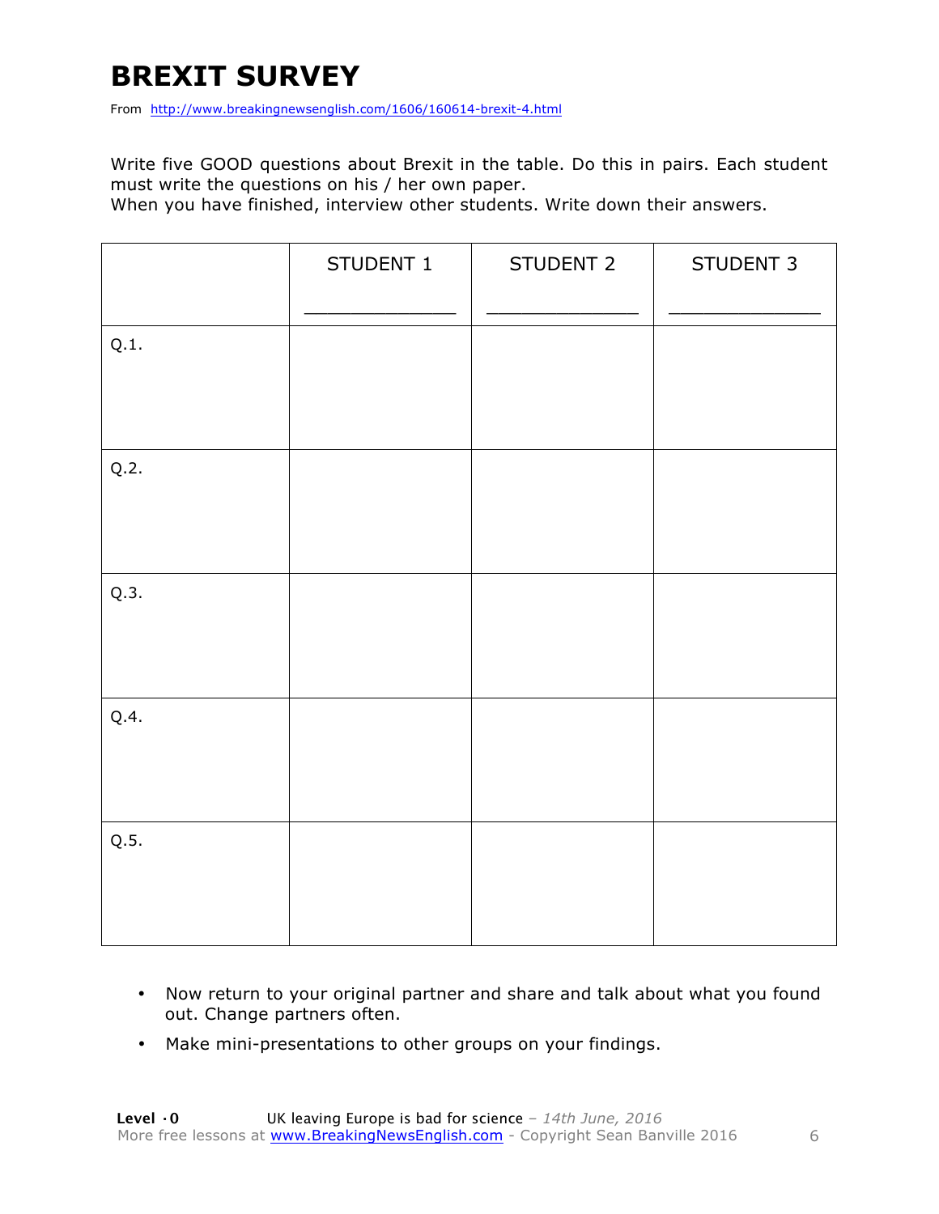# BREXIT SURVEY

From http://www.breakingnewsenglish.com/1606/160614-brexit-4.html

Write five GOOD questions about Brexit in the table. Do this in pairs. Each student must write the questions on his / her own paper.
When you have finished, interview other students. Write down their answers.

| | STUDENT 1<br>_____________ | STUDENT 2<br>_____________ | STUDENT 3<br>_____________ |
|---|---|---|---|
| Q.1. | | | |
| Q.2. | | | |
| Q.3. | | | |
| Q.4. | | | |
| Q.5. | | | |

- Now return to your original partner and share and talk about what you found out. Change partners often.
- Make mini-presentations to other groups on your findings.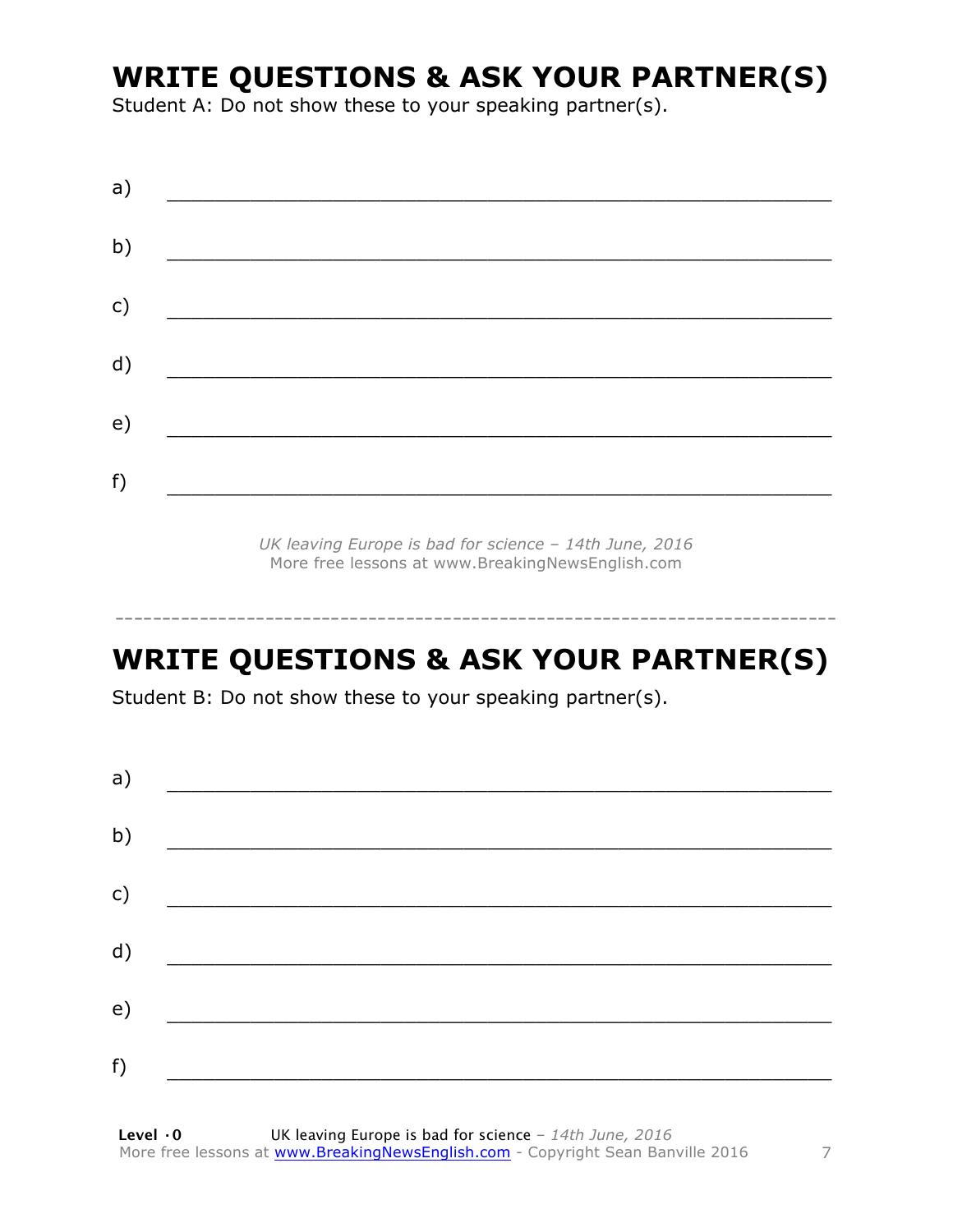## WRITE QUESTIONS & ASK YOUR PARTNER(S)

Student A: Do not show these to your speaking partner(s).

a) ________________________________________________

b) ________________________________________________

c) ________________________________________________

d) ________________________________________________

e) ________________________________________________

f) ________________________________________________

*UK leaving Europe is bad for science – 14th June, 2016*
More free lessons at www.BreakingNewsEnglish.com

---

## WRITE QUESTIONS & ASK YOUR PARTNER(S)

Student B: Do not show these to your speaking partner(s).

a) ________________________________________________

b) ________________________________________________

c) ________________________________________________

d) ________________________________________________

e) ________________________________________________

f) ________________________________________________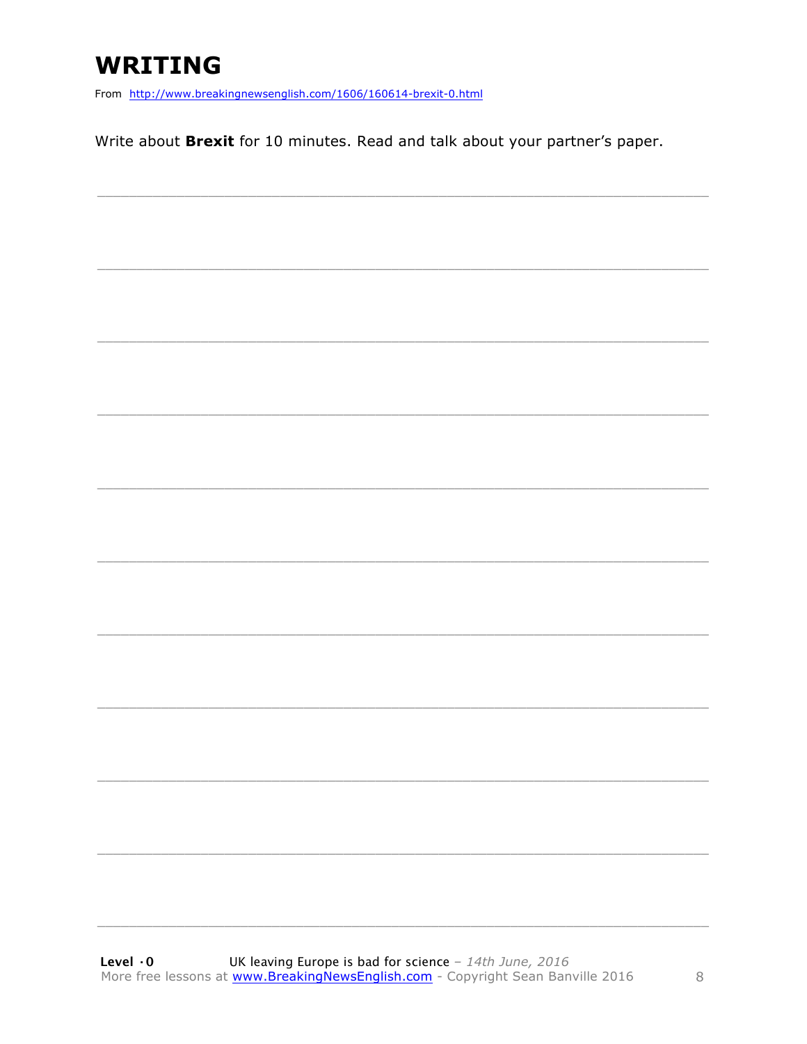# WRITING

From http://www.breakingnewsenglish.com/1606/160614-brexit-0.html

Write about **Brexit** for 10 minutes. Read and talk about your partner's paper.

___________________________________________________________________________

___________________________________________________________________________

___________________________________________________________________________

___________________________________________________________________________

___________________________________________________________________________

___________________________________________________________________________

___________________________________________________________________________

___________________________________________________________________________

___________________________________________________________________________

___________________________________________________________________________

___________________________________________________________________________